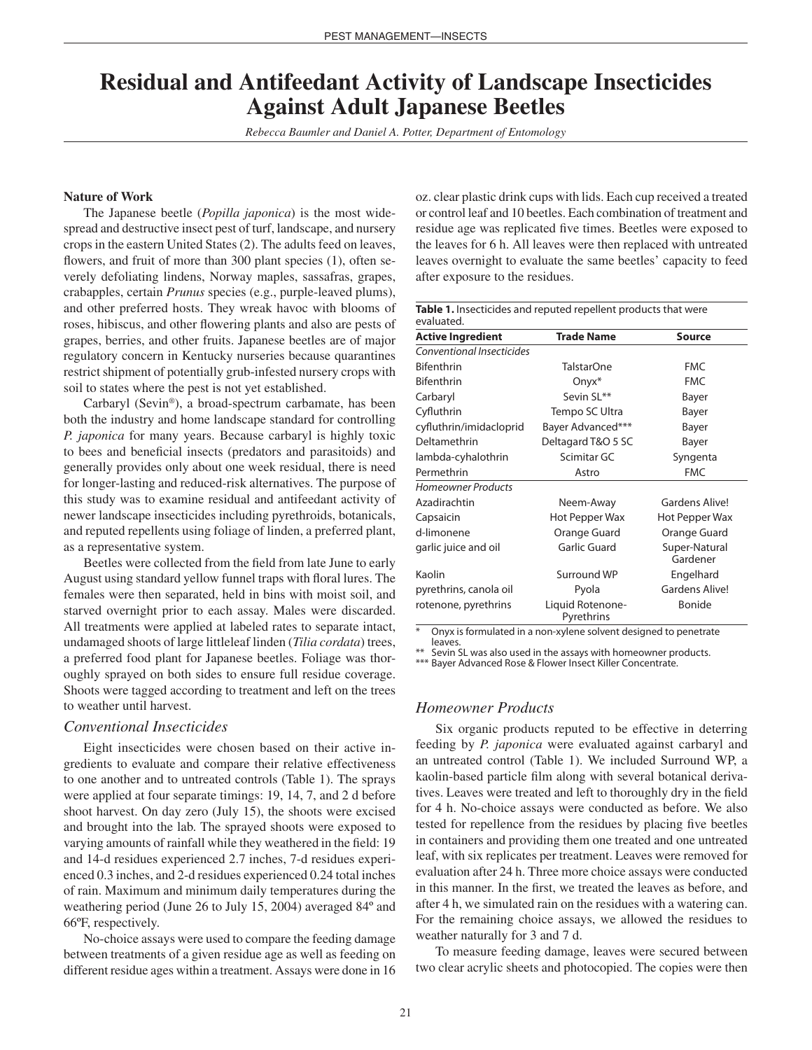# Residual and Antifeedant Activity of Landscape Insecticides Against Adult Japanese Beetles

*Rebecca Baumler and Daniel A. Potter, Department of Entomology*

## Nature of Work

The Japanese beetle (*Popilla japonica*) is the most widespread and destructive insect pest of turf, landscape, and nursery crops in the eastern United States (2). The adults feed on leaves, flowers, and fruit of more than 300 plant species (1), often severely defoliating lindens, Norway maples, sassafras, grapes, crabapples, certain *Prunus* species (e.g., purple-leaved plums), and other preferred hosts. They wreak havoc with blooms of roses, hibiscus, and other flowering plants and also are pests of grapes, berries, and other fruits. Japanese beetles are of major regulatory concern in Kentucky nurseries because quarantines restrict shipment of potentially grub-infested nursery crops with soil to states where the pest is not yet established.

Carbaryl (Sevin®), a broad-spectrum carbamate, has been both the industry and home landscape standard for controlling *P. japonica* for many years. Because carbaryl is highly toxic to bees and beneficial insects (predators and parasitoids) and generally provides only about one week residual, there is need for longer-lasting and reduced-risk alternatives. The purpose of this study was to examine residual and antifeedant activity of newer landscape insecticides including pyrethroids, botanicals, and reputed repellents using foliage of linden, a preferred plant, as a representative system.

Beetles were collected from the field from late June to early August using standard yellow funnel traps with floral lures. The females were then separated, held in bins with moist soil, and starved overnight prior to each assay. Males were discarded. All treatments were applied at labeled rates to separate intact, undamaged shoots of large littleleaf linden (*Tilia cordata*) trees, a preferred food plant for Japanese beetles. Foliage was thoroughly sprayed on both sides to ensure full residue coverage. Shoots were tagged according to treatment and left on the trees to weather until harvest.

### *Conventional Insecticides*

Eight insecticides were chosen based on their active ingredients to evaluate and compare their relative effectiveness to one another and to untreated controls (Table 1). The sprays were applied at four separate timings: 19, 14, 7, and 2 d before shoot harvest. On day zero (July 15), the shoots were excised and brought into the lab. The sprayed shoots were exposed to varying amounts of rainfall while they weathered in the field: 19 and 14-d residues experienced 2.7 inches, 7-d residues experienced 0.3 inches, and 2-d residues experienced 0.24 total inches of rain. Maximum and minimum daily temperatures during the weathering period (June 26 to July 15, 2004) averaged 84º and 66ºF, respectively.

No-choice assays were used to compare the feeding damage between treatments of a given residue age as well as feeding on different residue ages within a treatment. Assays were done in 16 oz. clear plastic drink cups with lids. Each cup received a treated or control leaf and 10 beetles. Each combination of treatment and residue age was replicated five times. Beetles were exposed to the leaves for 6 h. All leaves were then replaced with untreated leaves overnight to evaluate the same beetles' capacity to feed after exposure to the residues.

**Table 1.** Insecticides and reputed repellent products that were evaluated.

| Active Ingredient | Trade Name | Source |
|---|---|---|
| *Conventional Insecticides* | | |
| Bifenthrin | TalstarOne | FMC |
| Bifenthrin | Onyx* | FMC |
| Carbaryl | Sevin SL** | Bayer |
| Cyfluthrin | Tempo SC Ultra | Bayer |
| cyfluthrin/imidacloprid | Bayer Advanced*** | Bayer |
| Deltamethrin | Deltagard T&O 5 SC | Bayer |
| lambda-cyhalothrin | Scimitar GC | Syngenta |
| Permethrin | Astro | FMC |
| *Homeowner Products* | | |
| Azadirachtin | Neem-Away | Gardens Alive! |
| Capsaicin | Hot Pepper Wax | Hot Pepper Wax |
| d-limonene | Orange Guard | Orange Guard |
| garlic juice and oil | Garlic Guard | Super-Natural Gardener |
| Kaolin | Surround WP | Engelhard |
| pyrethrins, canola oil | Pyola | Gardens Alive! |
| rotenone, pyrethrins | Liquid Rotenone-Pyrethrins | Bonide |

\* Onyx is formulated in a non-xylene solvent designed to penetrate leaves.
\** Sevin SL was also used in the assays with homeowner products.
\*** Bayer Advanced Rose & Flower Insect Killer Concentrate.

### *Homeowner Products*

Six organic products reputed to be effective in deterring feeding by *P. japonica* were evaluated against carbaryl and an untreated control (Table 1). We included Surround WP, a kaolin-based particle film along with several botanical derivatives. Leaves were treated and left to thoroughly dry in the field for 4 h. No-choice assays were conducted as before. We also tested for repellence from the residues by placing five beetles in containers and providing them one treated and one untreated leaf, with six replicates per treatment. Leaves were removed for evaluation after 24 h. Three more choice assays were conducted in this manner. In the first, we treated the leaves as before, and after 4 h, we simulated rain on the residues with a watering can. For the remaining choice assays, we allowed the residues to weather naturally for 3 and 7 d.

To measure feeding damage, leaves were secured between two clear acrylic sheets and photocopied. The copies were then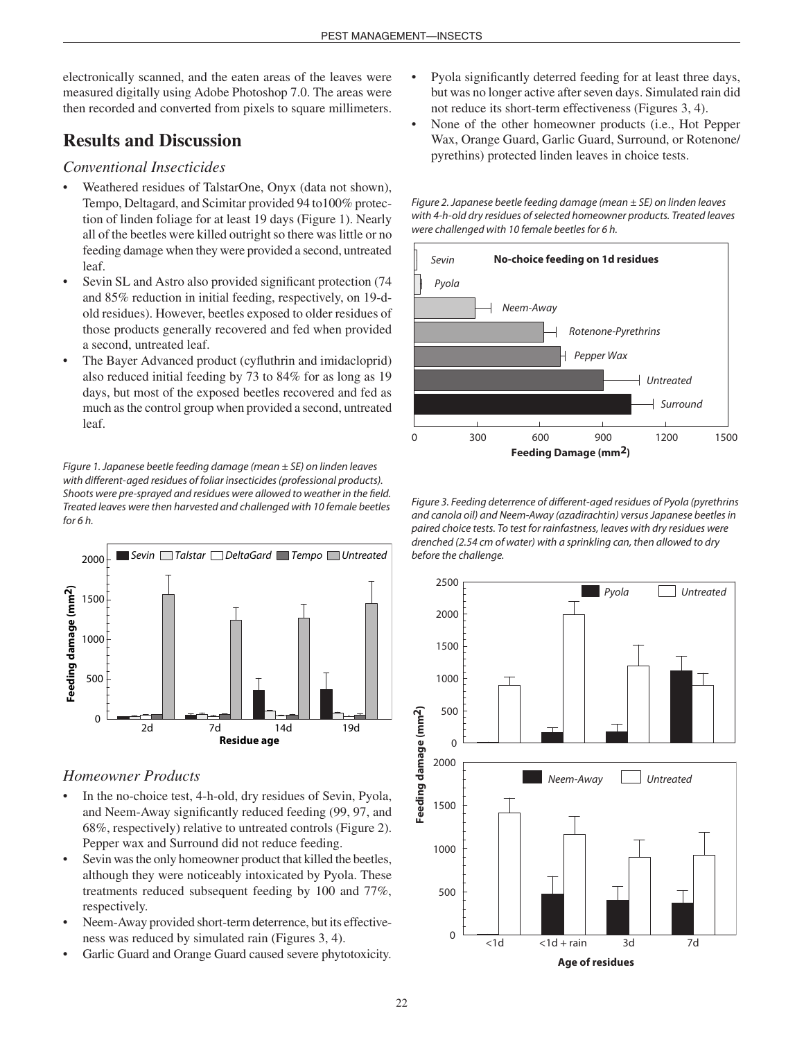electronically scanned, and the eaten areas of the leaves were measured digitally using Adobe Photoshop 7.0. The areas were then recorded and converted from pixels to square millimeters.

## Results and Discussion

### Conventional Insecticides

- Weathered residues of TalstarOne, Onyx (data not shown), Tempo, Deltagard, and Scimitar provided 94 to100% protection of linden foliage for at least 19 days (Figure 1). Nearly all of the beetles were killed outright so there was little or no feeding damage when they were provided a second, untreated leaf.
- Sevin SL and Astro also provided significant protection (74 and 85% reduction in initial feeding, respectively, on 19-d-old residues). However, beetles exposed to older residues of those products generally recovered and fed when provided a second, untreated leaf.
- The Bayer Advanced product (cyfluthrin and imidacloprid) also reduced initial feeding by 73 to 84% for as long as 19 days, but most of the exposed beetles recovered and fed as much as the control group when provided a second, untreated leaf.

*Figure 1. Japanese beetle feeding damage (mean ± SE) on linden leaves with different-aged residues of foliar insecticides (professional products). Shoots were pre-sprayed and residues were allowed to weather in the field. Treated leaves were then harvested and challenged with 10 female beetles for 6 h.*

### Homeowner Products

- In the no-choice test, 4-h-old, dry residues of Sevin, Pyola, and Neem-Away significantly reduced feeding (99, 97, and 68%, respectively) relative to untreated controls (Figure 2). Pepper wax and Surround did not reduce feeding.
- Sevin was the only homeowner product that killed the beetles, although they were noticeably intoxicated by Pyola. These treatments reduced subsequent feeding by 100 and 77%, respectively.
- Neem-Away provided short-term deterrence, but its effectiveness was reduced by simulated rain (Figures 3, 4).
- Garlic Guard and Orange Guard caused severe phytotoxicity.
- Pyola significantly deterred feeding for at least three days, but was no longer active after seven days. Simulated rain did not reduce its short-term effectiveness (Figures 3, 4).
- None of the other homeowner products (i.e., Hot Pepper Wax, Orange Guard, Garlic Guard, Surround, or Rotenone/pyrethins) protected linden leaves in choice tests.

*Figure 2. Japanese beetle feeding damage (mean ± SE) on linden leaves with 4-h-old dry residues of selected homeowner products. Treated leaves were challenged with 10 female beetles for 6 h.*

*Figure 3. Feeding deterrence of different-aged residues of Pyola (pyrethrins and canola oil) and Neem-Away (azadirachtin) versus Japanese beetles in paired choice tests. To test for rainfastness, leaves with dry residues were drenched (2.54 cm of water) with a sprinkling can, then allowed to dry before the challenge.*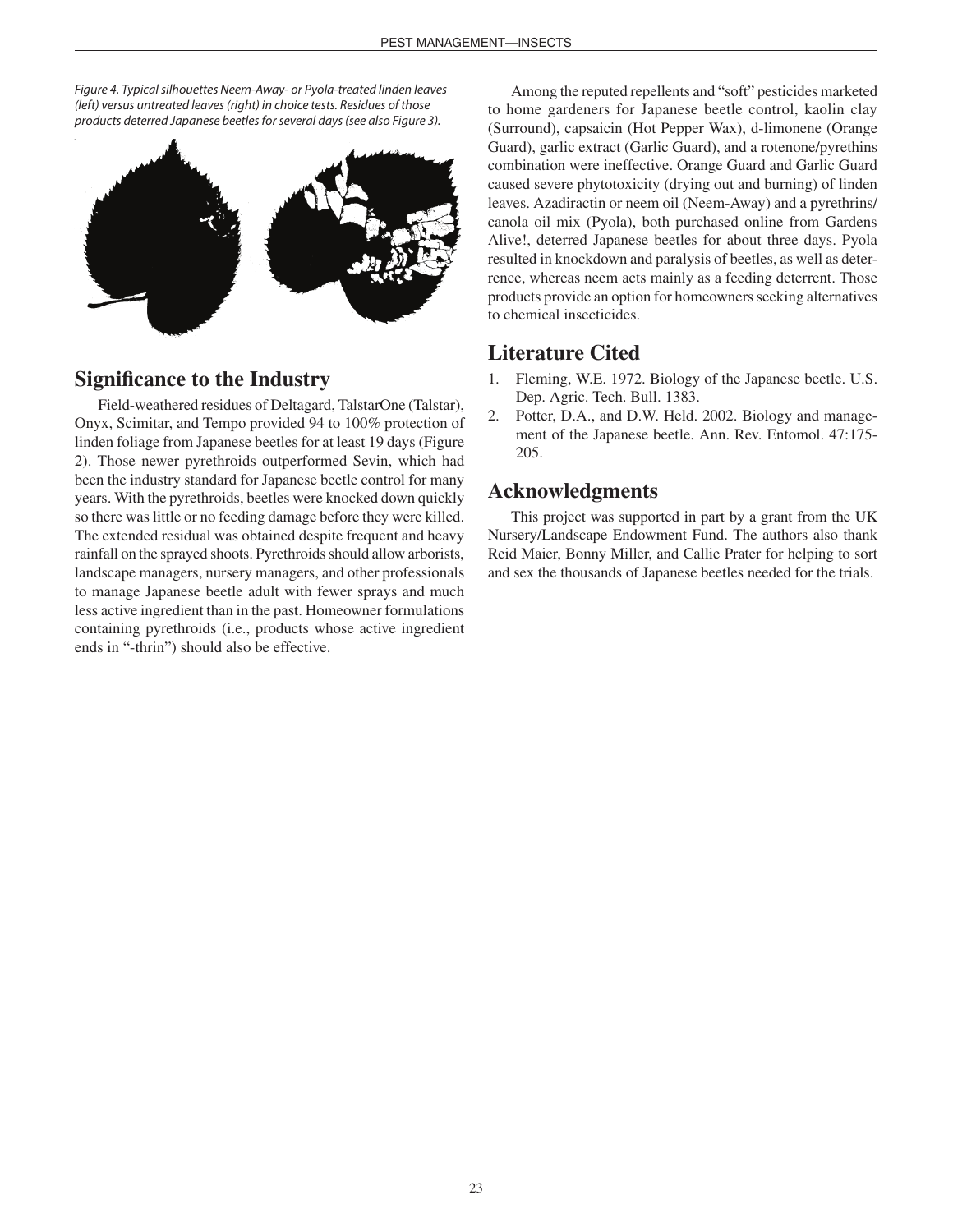*Figure 4. Typical silhouettes Neem-Away- or Pyola-treated linden leaves (left) versus untreated leaves (right) in choice tests. Residues of those products deterred Japanese beetles for several days (see also Figure 3).*

## Significance to the Industry

Field-weathered residues of Deltagard, TalstarOne (Talstar), Onyx, Scimitar, and Tempo provided 94 to 100% protection of linden foliage from Japanese beetles for at least 19 days (Figure 2). Those newer pyrethroids outperformed Sevin, which had been the industry standard for Japanese beetle control for many years. With the pyrethroids, beetles were knocked down quickly so there was little or no feeding damage before they were killed. The extended residual was obtained despite frequent and heavy rainfall on the sprayed shoots. Pyrethroids should allow arborists, landscape managers, nursery managers, and other professionals to manage Japanese beetle adult with fewer sprays and much less active ingredient than in the past. Homeowner formulations containing pyrethroids (i.e., products whose active ingredient ends in "-thrin") should also be effective.

Among the reputed repellents and "soft" pesticides marketed to home gardeners for Japanese beetle control, kaolin clay (Surround), capsaicin (Hot Pepper Wax), d-limonene (Orange Guard), garlic extract (Garlic Guard), and a rotenone/pyrethins combination were ineffective. Orange Guard and Garlic Guard caused severe phytotoxicity (drying out and burning) of linden leaves. Azadiractin or neem oil (Neem-Away) and a pyrethrins/canola oil mix (Pyola), both purchased online from Gardens Alive!, deterred Japanese beetles for about three days. Pyola resulted in knockdown and paralysis of beetles, as well as deterrence, whereas neem acts mainly as a feeding deterrent. Those products provide an option for homeowners seeking alternatives to chemical insecticides.

## Literature Cited

1. Fleming, W.E. 1972. Biology of the Japanese beetle. U.S. Dep. Agric. Tech. Bull. 1383.
2. Potter, D.A., and D.W. Held. 2002. Biology and management of the Japanese beetle. Ann. Rev. Entomol. 47:175-205.

## Acknowledgments

This project was supported in part by a grant from the UK Nursery/Landscape Endowment Fund. The authors also thank Reid Maier, Bonny Miller, and Callie Prater for helping to sort and sex the thousands of Japanese beetles needed for the trials.